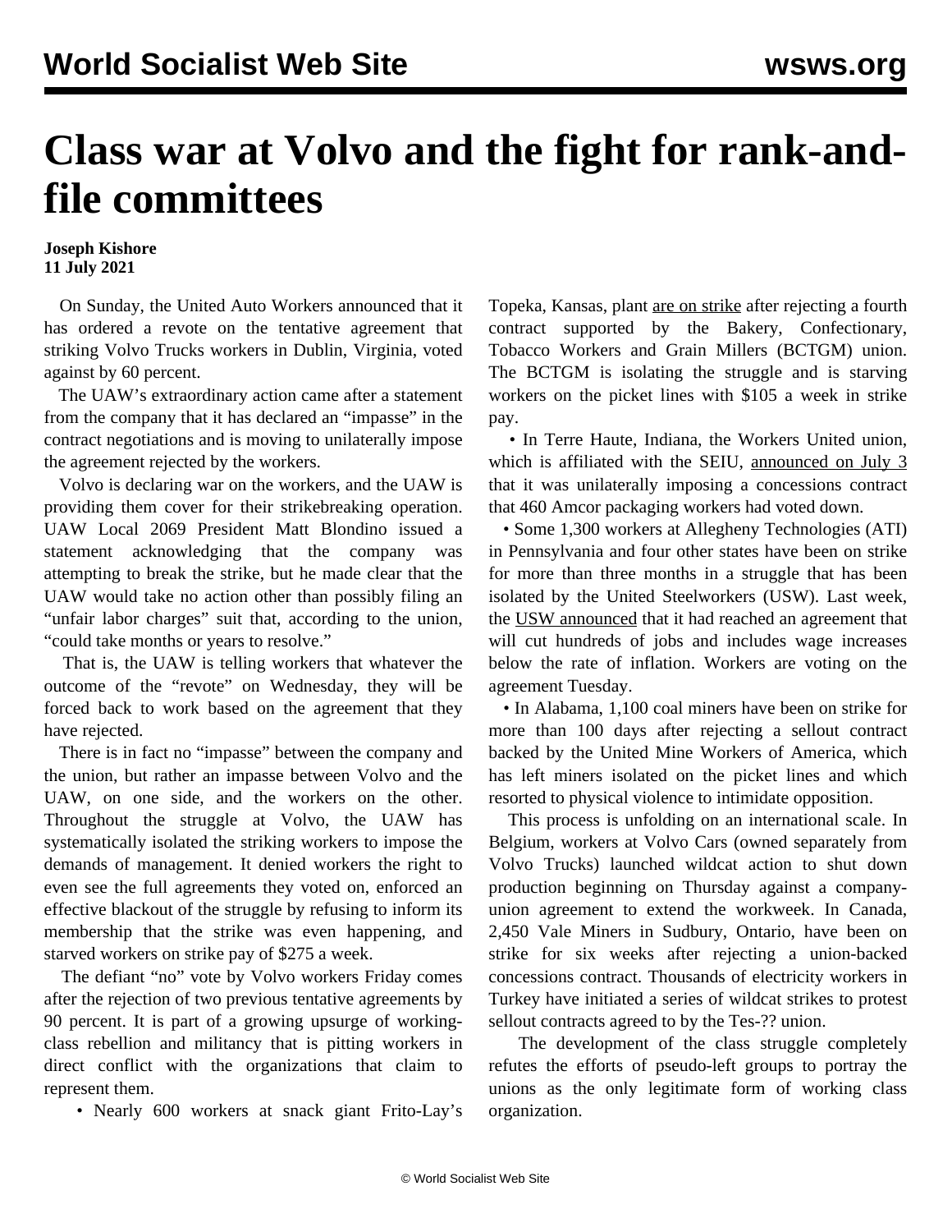# Class war at Volvo and the fight for rank-and-file committees

**Joseph Kishore**
**11 July 2021**

On Sunday, the United Auto Workers announced that it has ordered a revote on the tentative agreement that striking Volvo Trucks workers in Dublin, Virginia, voted against by 60 percent.

The UAW's extraordinary action came after a statement from the company that it has declared an "impasse" in the contract negotiations and is moving to unilaterally impose the agreement rejected by the workers.

Volvo is declaring war on the workers, and the UAW is providing them cover for their strikebreaking operation. UAW Local 2069 President Matt Blondino issued a statement acknowledging that the company was attempting to break the strike, but he made clear that the UAW would take no action other than possibly filing an "unfair labor charges" suit that, according to the union, "could take months or years to resolve."

That is, the UAW is telling workers that whatever the outcome of the "revote" on Wednesday, they will be forced back to work based on the agreement that they have rejected.

There is in fact no "impasse" between the company and the union, but rather an impasse between Volvo and the UAW, on one side, and the workers on the other. Throughout the struggle at Volvo, the UAW has systematically isolated the striking workers to impose the demands of management. It denied workers the right to even see the full agreements they voted on, enforced an effective blackout of the struggle by refusing to inform its membership that the strike was even happening, and starved workers on strike pay of $275 a week.

The defiant "no" vote by Volvo workers Friday comes after the rejection of two previous tentative agreements by 90 percent. It is part of a growing upsurge of working-class rebellion and militancy that is pitting workers in direct conflict with the organizations that claim to represent them.

- Nearly 600 workers at snack giant Frito-Lay's Topeka, Kansas, plant are on strike after rejecting a fourth contract supported by the Bakery, Confectionary, Tobacco Workers and Grain Millers (BCTGM) union. The BCTGM is isolating the struggle and is starving workers on the picket lines with $105 a week in strike pay.
- In Terre Haute, Indiana, the Workers United union, which is affiliated with the SEIU, announced on July 3 that it was unilaterally imposing a concessions contract that 460 Amcor packaging workers had voted down.
- Some 1,300 workers at Allegheny Technologies (ATI) in Pennsylvania and four other states have been on strike for more than three months in a struggle that has been isolated by the United Steelworkers (USW). Last week, the USW announced that it had reached an agreement that will cut hundreds of jobs and includes wage increases below the rate of inflation. Workers are voting on the agreement Tuesday.
- In Alabama, 1,100 coal miners have been on strike for more than 100 days after rejecting a sellout contract backed by the United Mine Workers of America, which has left miners isolated on the picket lines and which resorted to physical violence to intimidate opposition.

This process is unfolding on an international scale. In Belgium, workers at Volvo Cars (owned separately from Volvo Trucks) launched wildcat action to shut down production beginning on Thursday against a company-union agreement to extend the workweek. In Canada, 2,450 Vale Miners in Sudbury, Ontario, have been on strike for six weeks after rejecting a union-backed concessions contract. Thousands of electricity workers in Turkey have initiated a series of wildcat strikes to protest sellout contracts agreed to by the Tes-?? union.

The development of the class struggle completely refutes the efforts of pseudo-left groups to portray the unions as the only legitimate form of working class organization.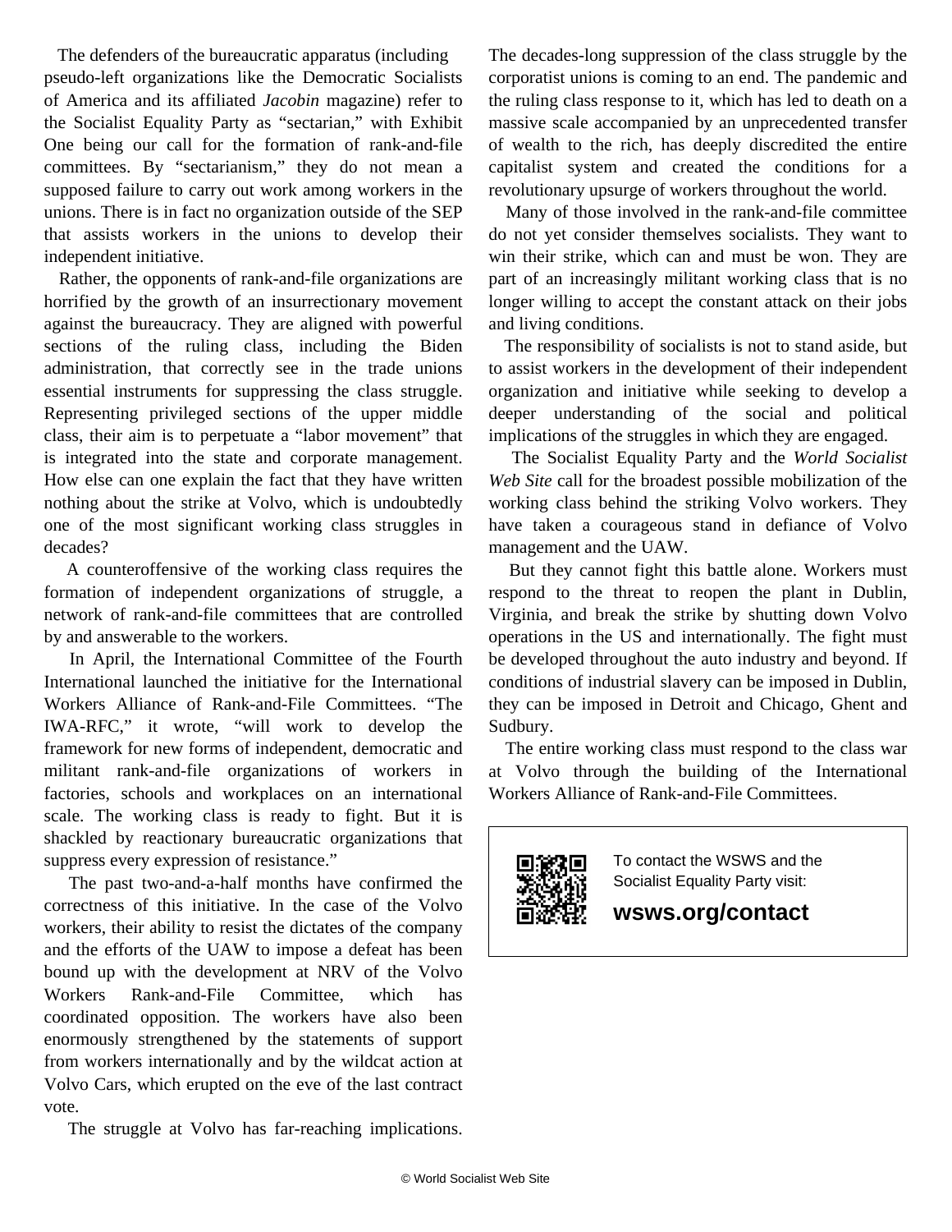The defenders of the bureaucratic apparatus (including pseudo-left organizations like the Democratic Socialists of America and its affiliated *Jacobin* magazine) refer to the Socialist Equality Party as “sectarian,” with Exhibit One being our call for the formation of rank-and-file committees. By “sectarianism,” they do not mean a supposed failure to carry out work among workers in the unions. There is in fact no organization outside of the SEP that assists workers in the unions to develop their independent initiative.

Rather, the opponents of rank-and-file organizations are horrified by the growth of an insurrectionary movement against the bureaucracy. They are aligned with powerful sections of the ruling class, including the Biden administration, that correctly see in the trade unions essential instruments for suppressing the class struggle. Representing privileged sections of the upper middle class, their aim is to perpetuate a “labor movement” that is integrated into the state and corporate management. How else can one explain the fact that they have written nothing about the strike at Volvo, which is undoubtedly one of the most significant working class struggles in decades?

A counteroffensive of the working class requires the formation of independent organizations of struggle, a network of rank-and-file committees that are controlled by and answerable to the workers.

In April, the International Committee of the Fourth International launched the initiative for the International Workers Alliance of Rank-and-File Committees. “The IWA-RFC,” it wrote, “will work to develop the framework for new forms of independent, democratic and militant rank-and-file organizations of workers in factories, schools and workplaces on an international scale. The working class is ready to fight. But it is shackled by reactionary bureaucratic organizations that suppress every expression of resistance.”

The past two-and-a-half months have confirmed the correctness of this initiative. In the case of the Volvo workers, their ability to resist the dictates of the company and the efforts of the UAW to impose a defeat has been bound up with the development at NRV of the Volvo Workers Rank-and-File Committee, which has coordinated opposition. The workers have also been enormously strengthened by the statements of support from workers internationally and by the wildcat action at Volvo Cars, which erupted on the eve of the last contract vote.

The struggle at Volvo has far-reaching implications. The decades-long suppression of the class struggle by the corporatist unions is coming to an end. The pandemic and the ruling class response to it, which has led to death on a massive scale accompanied by an unprecedented transfer of wealth to the rich, has deeply discredited the entire capitalist system and created the conditions for a revolutionary upsurge of workers throughout the world.

Many of those involved in the rank-and-file committee do not yet consider themselves socialists. They want to win their strike, which can and must be won. They are part of an increasingly militant working class that is no longer willing to accept the constant attack on their jobs and living conditions.

The responsibility of socialists is not to stand aside, but to assist workers in the development of their independent organization and initiative while seeking to develop a deeper understanding of the social and political implications of the struggles in which they are engaged.

The Socialist Equality Party and the *World Socialist Web Site* call for the broadest possible mobilization of the working class behind the striking Volvo workers. They have taken a courageous stand in defiance of Volvo management and the UAW.

But they cannot fight this battle alone. Workers must respond to the threat to reopen the plant in Dublin, Virginia, and break the strike by shutting down Volvo operations in the US and internationally. The fight must be developed throughout the auto industry and beyond. If conditions of industrial slavery can be imposed in Dublin, they can be imposed in Detroit and Chicago, Ghent and Sudbury.

The entire working class must respond to the class war at Volvo through the building of the International Workers Alliance of Rank-and-File Committees.

To contact the WSWS and the Socialist Equality Party visit:

**wsws.org/contact**